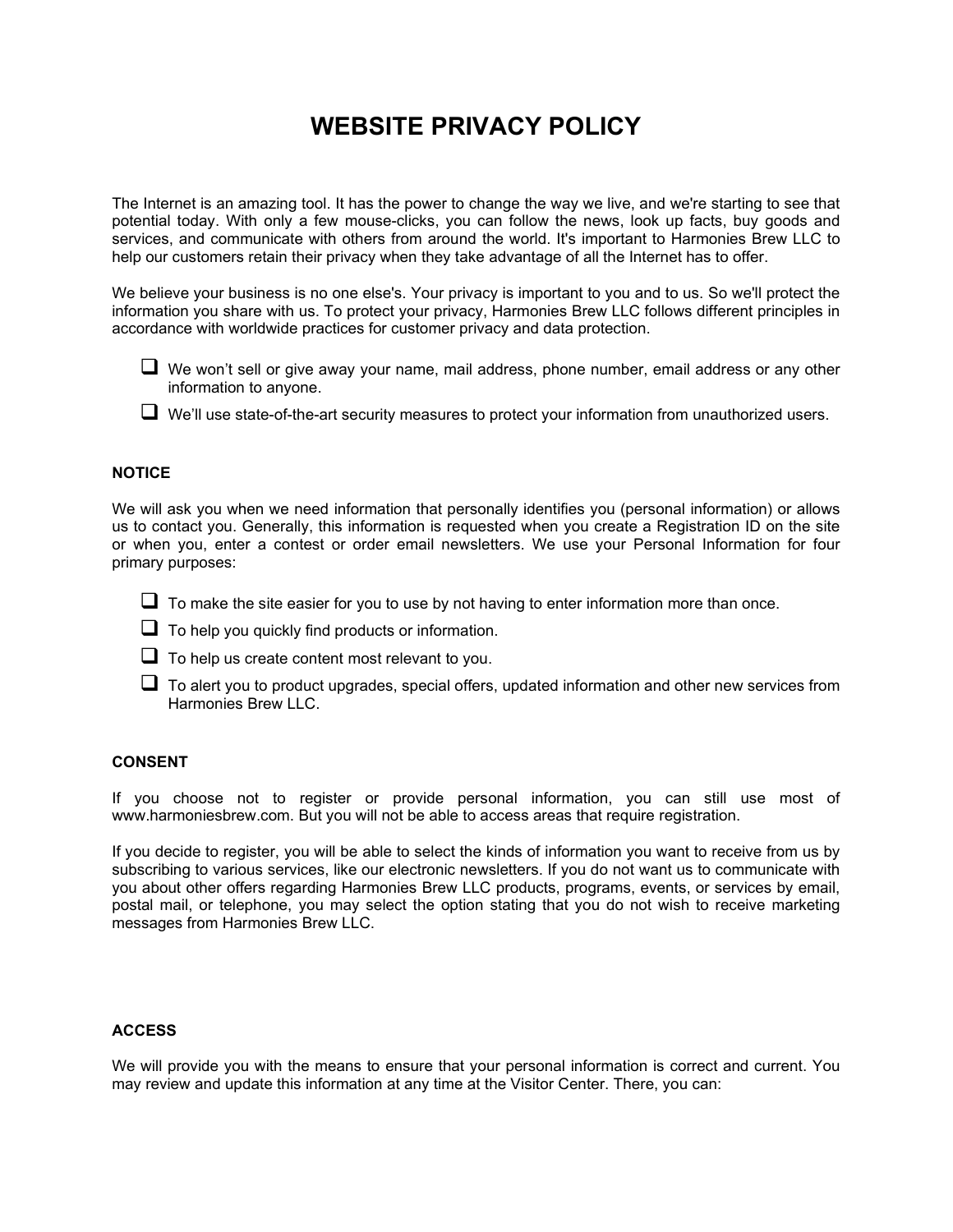# WEBSITE PRIVACY POLICY

The Internet is an amazing tool. It has the power to change the way we live, and we're starting to see that potential today. With only a few mouse-clicks, you can follow the news, look up facts, buy goods and services, and communicate with others from around the world. It's important to Harmonies Brew LLC to help our customers retain their privacy when they take advantage of all the Internet has to offer.

We believe your business is no one else's. Your privacy is important to you and to us. So we'll protect the information you share with us. To protect your privacy, Harmonies Brew LLC follows different principles in accordance with worldwide practices for customer privacy and data protection.

- We won't sell or give away your name, mail address, phone number, email address or any other information to anyone.
- We'll use state-of-the-art security measures to protect your information from unauthorized users.

### NOTICE

We will ask you when we need information that personally identifies you (personal information) or allows us to contact you. Generally, this information is requested when you create a Registration ID on the site or when you, enter a contest or order email newsletters. We use your Personal Information for four primary purposes:

- To make the site easier for you to use by not having to enter information more than once.
- To help you quickly find products or information.
- To help us create content most relevant to you.
- To alert you to product upgrades, special offers, updated information and other new services from Harmonies Brew LLC.

### CONSENT

If you choose not to register or provide personal information, you can still use most of www.harmoniesbrew.com. But you will not be able to access areas that require registration.

If you decide to register, you will be able to select the kinds of information you want to receive from us by subscribing to various services, like our electronic newsletters. If you do not want us to communicate with you about other offers regarding Harmonies Brew LLC products, programs, events, or services by email, postal mail, or telephone, you may select the option stating that you do not wish to receive marketing messages from Harmonies Brew LLC.

### ACCESS

We will provide you with the means to ensure that your personal information is correct and current. You may review and update this information at any time at the Visitor Center. There, you can: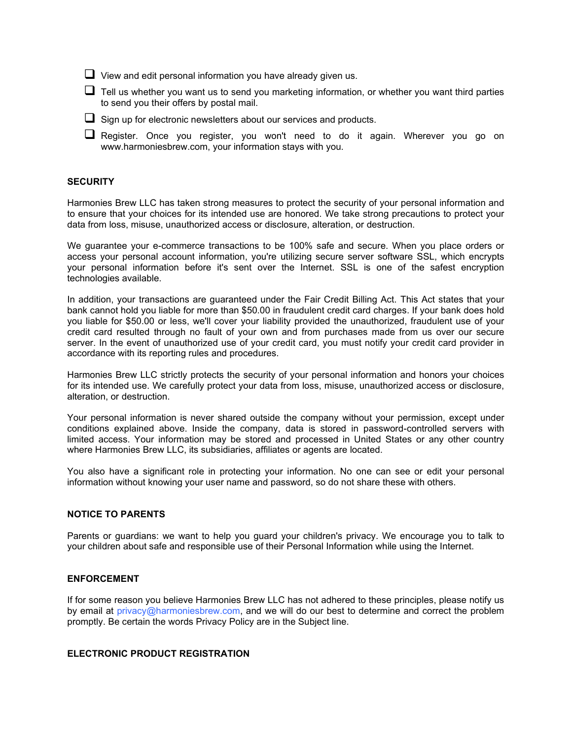- View and edit personal information you have already given us.
- Tell us whether you want us to send you marketing information, or whether you want third parties to send you their offers by postal mail.
- Sign up for electronic newsletters about our services and products.
- Register. Once you register, you won't need to do it again. Wherever you go on www.harmoniesbrew.com, your information stays with you.

**SECURITY**

Harmonies Brew LLC has taken strong measures to protect the security of your personal information and to ensure that your choices for its intended use are honored. We take strong precautions to protect your data from loss, misuse, unauthorized access or disclosure, alteration, or destruction.

We guarantee your e-commerce transactions to be 100% safe and secure. When you place orders or access your personal account information, you're utilizing secure server software SSL, which encrypts your personal information before it's sent over the Internet. SSL is one of the safest encryption technologies available.

In addition, your transactions are guaranteed under the Fair Credit Billing Act. This Act states that your bank cannot hold you liable for more than $50.00 in fraudulent credit card charges. If your bank does hold you liable for $50.00 or less, we'll cover your liability provided the unauthorized, fraudulent use of your credit card resulted through no fault of your own and from purchases made from us over our secure server. In the event of unauthorized use of your credit card, you must notify your credit card provider in accordance with its reporting rules and procedures.

Harmonies Brew LLC strictly protects the security of your personal information and honors your choices for its intended use. We carefully protect your data from loss, misuse, unauthorized access or disclosure, alteration, or destruction.

Your personal information is never shared outside the company without your permission, except under conditions explained above. Inside the company, data is stored in password-controlled servers with limited access. Your information may be stored and processed in United States or any other country where Harmonies Brew LLC, its subsidiaries, affiliates or agents are located.

You also have a significant role in protecting your information. No one can see or edit your personal information without knowing your user name and password, so do not share these with others.

**NOTICE TO PARENTS**

Parents or guardians: we want to help you guard your children's privacy. We encourage you to talk to your children about safe and responsible use of their Personal Information while using the Internet.

**ENFORCEMENT**

If for some reason you believe Harmonies Brew LLC has not adhered to these principles, please notify us by email at privacy@harmoniesbrew.com, and we will do our best to determine and correct the problem promptly. Be certain the words Privacy Policy are in the Subject line.

**ELECTRONIC PRODUCT REGISTRATION**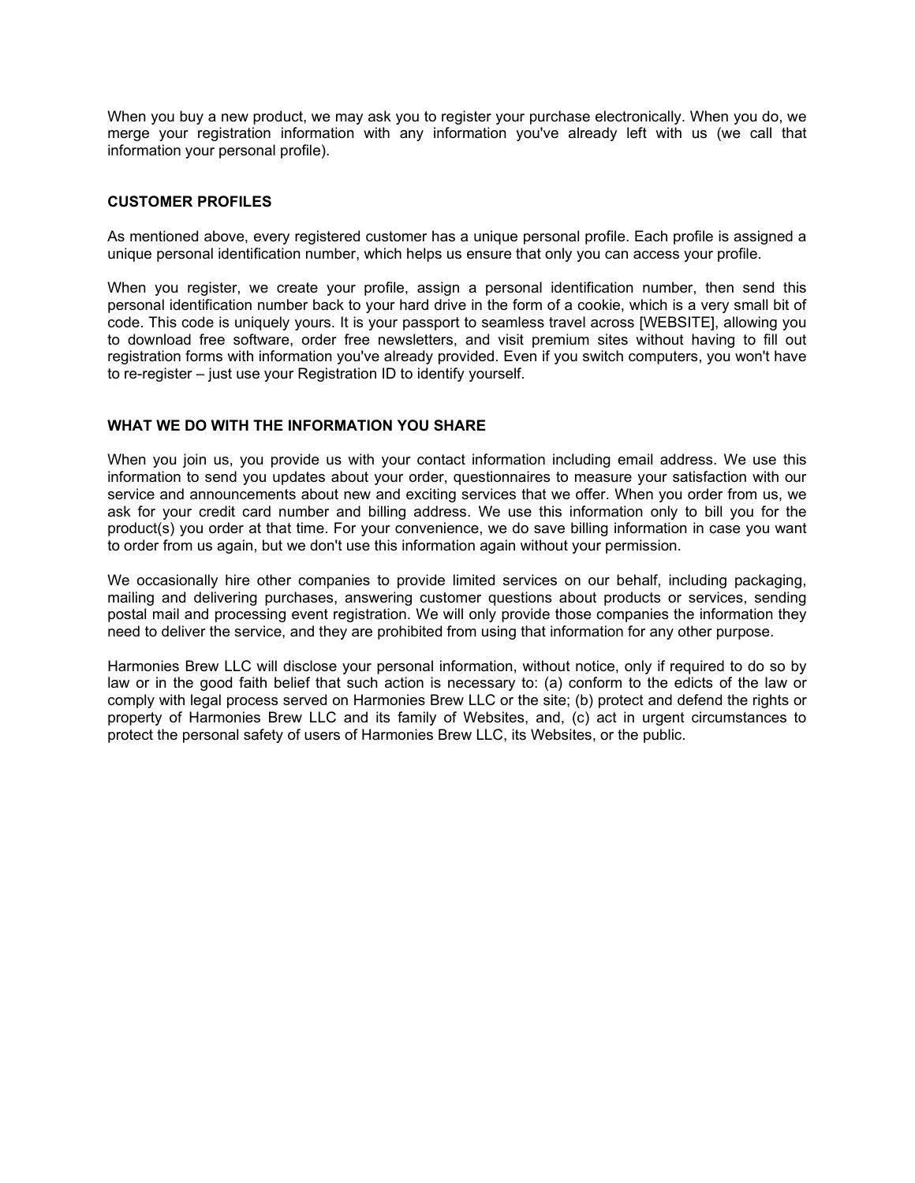When you buy a new product, we may ask you to register your purchase electronically. When you do, we merge your registration information with any information you've already left with us (we call that information your personal profile).

## CUSTOMER PROFILES

As mentioned above, every registered customer has a unique personal profile. Each profile is assigned a unique personal identification number, which helps us ensure that only you can access your profile.

When you register, we create your profile, assign a personal identification number, then send this personal identification number back to your hard drive in the form of a cookie, which is a very small bit of code. This code is uniquely yours. It is your passport to seamless travel across [WEBSITE], allowing you to download free software, order free newsletters, and visit premium sites without having to fill out registration forms with information you've already provided. Even if you switch computers, you won't have to re-register – just use your Registration ID to identify yourself.

## WHAT WE DO WITH THE INFORMATION YOU SHARE

When you join us, you provide us with your contact information including email address. We use this information to send you updates about your order, questionnaires to measure your satisfaction with our service and announcements about new and exciting services that we offer. When you order from us, we ask for your credit card number and billing address. We use this information only to bill you for the product(s) you order at that time. For your convenience, we do save billing information in case you want to order from us again, but we don't use this information again without your permission.

We occasionally hire other companies to provide limited services on our behalf, including packaging, mailing and delivering purchases, answering customer questions about products or services, sending postal mail and processing event registration. We will only provide those companies the information they need to deliver the service, and they are prohibited from using that information for any other purpose.

Harmonies Brew LLC will disclose your personal information, without notice, only if required to do so by law or in the good faith belief that such action is necessary to: (a) conform to the edicts of the law or comply with legal process served on Harmonies Brew LLC or the site; (b) protect and defend the rights or property of Harmonies Brew LLC and its family of Websites, and, (c) act in urgent circumstances to protect the personal safety of users of Harmonies Brew LLC, its Websites, or the public.